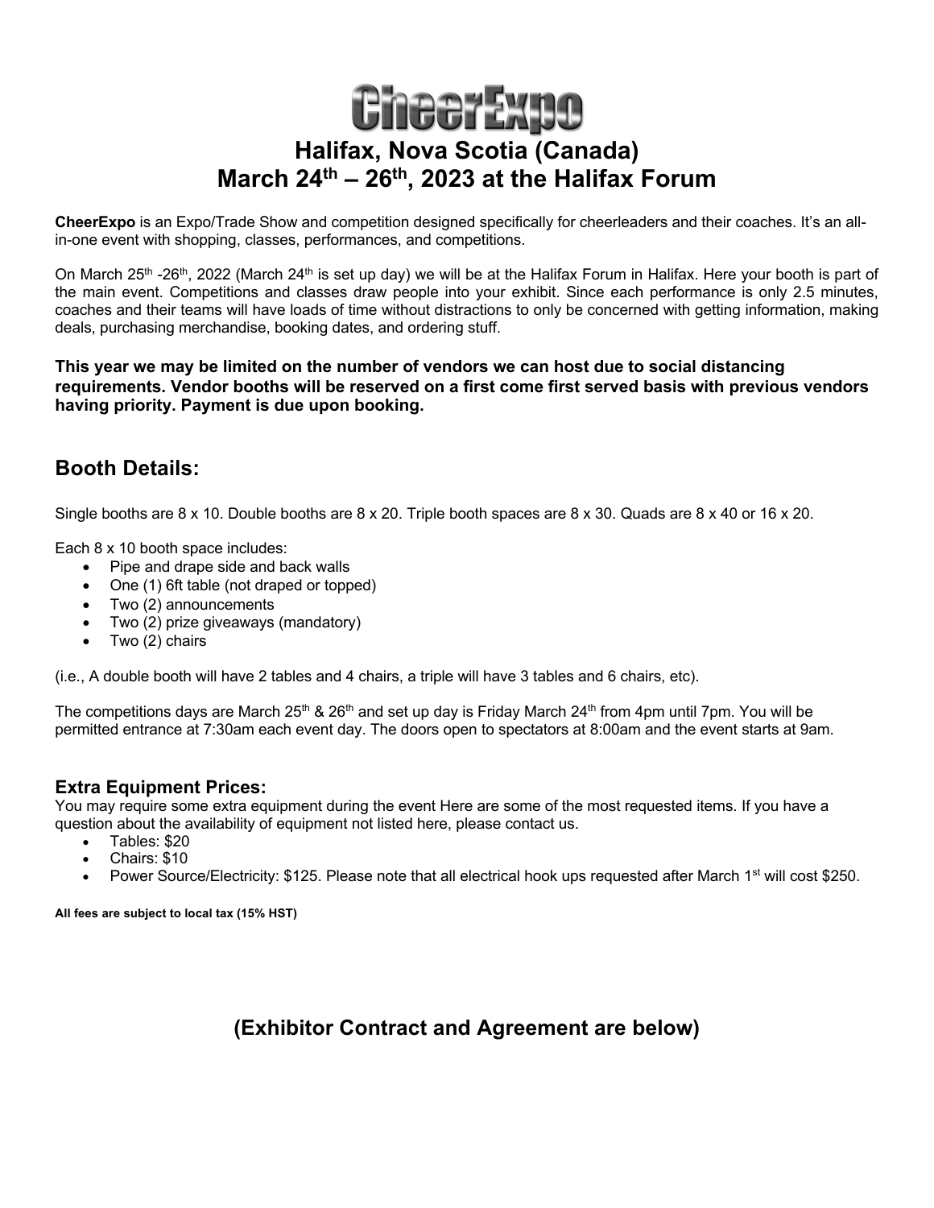# CheerExpo

## Halifax, Nova Scotia (Canada)
## March 24th – 26th, 2023 at the Halifax Forum

**CheerExpo** is an Expo/Trade Show and competition designed specifically for cheerleaders and their coaches. It's an all-in-one event with shopping, classes, performances, and competitions.

On March 25th -26th, 2022 (March 24th is set up day) we will be at the Halifax Forum in Halifax. Here your booth is part of the main event. Competitions and classes draw people into your exhibit. Since each performance is only 2.5 minutes, coaches and their teams will have loads of time without distractions to only be concerned with getting information, making deals, purchasing merchandise, booking dates, and ordering stuff.

**This year we may be limited on the number of vendors we can host due to social distancing requirements. Vendor booths will be reserved on a first come first served basis with previous vendors having priority. Payment is due upon booking.**

## Booth Details:

Single booths are 8 x 10. Double booths are 8 x 20. Triple booth spaces are 8 x 30. Quads are 8 x 40 or 16 x 20.

Each 8 x 10 booth space includes:

- Pipe and drape side and back walls
- One (1) 6ft table (not draped or topped)
- Two (2) announcements
- Two (2) prize giveaways (mandatory)
- Two (2) chairs

(i.e., A double booth will have 2 tables and 4 chairs, a triple will have 3 tables and 6 chairs, etc).

The competitions days are March 25th & 26th and set up day is Friday March 24th from 4pm until 7pm. You will be permitted entrance at 7:30am each event day. The doors open to spectators at 8:00am and the event starts at 9am.

### Extra Equipment Prices:

You may require some extra equipment during the event Here are some of the most requested items. If you have a question about the availability of equipment not listed here, please contact us.

- Tables: $20
- Chairs: $10
- Power Source/Electricity: $125. Please note that all electrical hook ups requested after March 1st will cost $250.

**All fees are subject to local tax (15% HST)**

## (Exhibitor Contract and Agreement are below)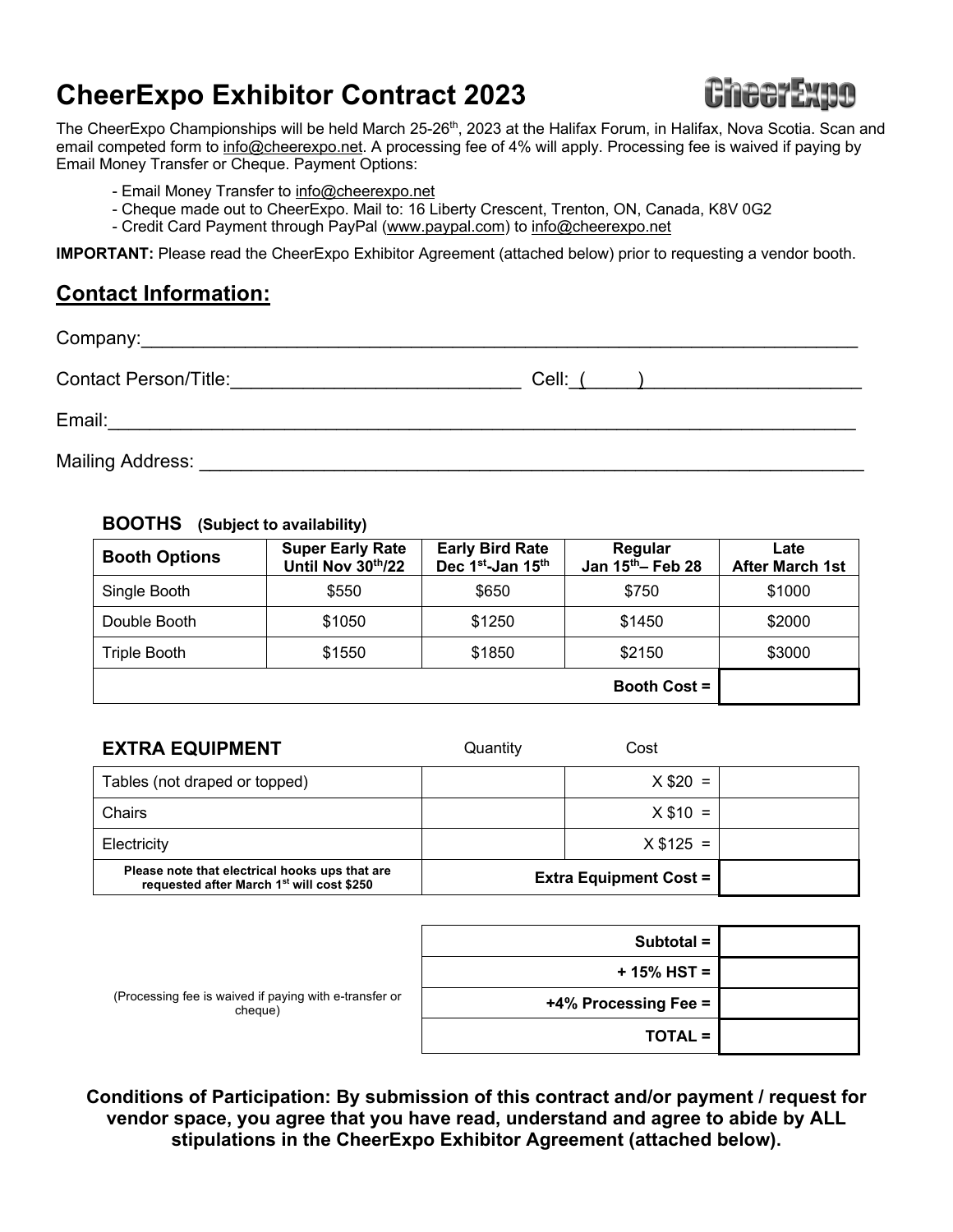# CheerExpo Exhibitor Contract 2023

The CheerExpo Championships will be held March 25-26th, 2023 at the Halifax Forum, in Halifax, Nova Scotia. Scan and email competed form to info@cheerexpo.net. A processing fee of 4% will apply. Processing fee is waived if paying by Email Money Transfer or Cheque. Payment Options:

- Email Money Transfer to info@cheerexpo.net
- Cheque made out to CheerExpo. Mail to: 16 Liberty Crescent, Trenton, ON, Canada, K8V 0G2
- Credit Card Payment through PayPal (www.paypal.com) to info@cheerexpo.net

**IMPORTANT:** Please read the CheerExpo Exhibitor Agreement (attached below) prior to requesting a vendor booth.

## Contact Information:

Company:___________________________________________________________________

Contact Person/Title:___________________________ Cell: (_____)____________________

Email:_____________________________________________________________________

Mailing Address: _____________________________________________________________

### BOOTHS (Subject to availability)

| Booth Options | Super Early Rate Until Nov 30th/22 | Early Bird Rate Dec 1st-Jan 15th | Regular Jan 15th– Feb 28 | Late After March 1st |
|---|---|---|---|---|
| Single Booth | $550 | $650 | $750 | $1000 |
| Double Booth | $1050 | $1250 | $1450 | $2000 |
| Triple Booth | $1550 | $1850 | $2150 | $3000 |
| | | | **Booth Cost =** | |

### EXTRA EQUIPMENT

| | Quantity | Cost | |
|---|---|---|---|
| Tables (not draped or topped) | | X $20 = | |
| Chairs | | X $10 = | |
| Electricity | | X $125 = | |
| **Please note that electrical hooks ups that are requested after March 1st will cost $250** | | **Extra Equipment Cost =** | |

| | |
|---|---|
| **Subtotal =** | |
| **+ 15% HST =** | |
| **+4% Processing Fee =** | |
| **TOTAL =** | |

(Processing fee is waived if paying with e-transfer or cheque)

**Conditions of Participation: By submission of this contract and/or payment / request for vendor space, you agree that you have read, understand and agree to abide by ALL stipulations in the CheerExpo Exhibitor Agreement (attached below).**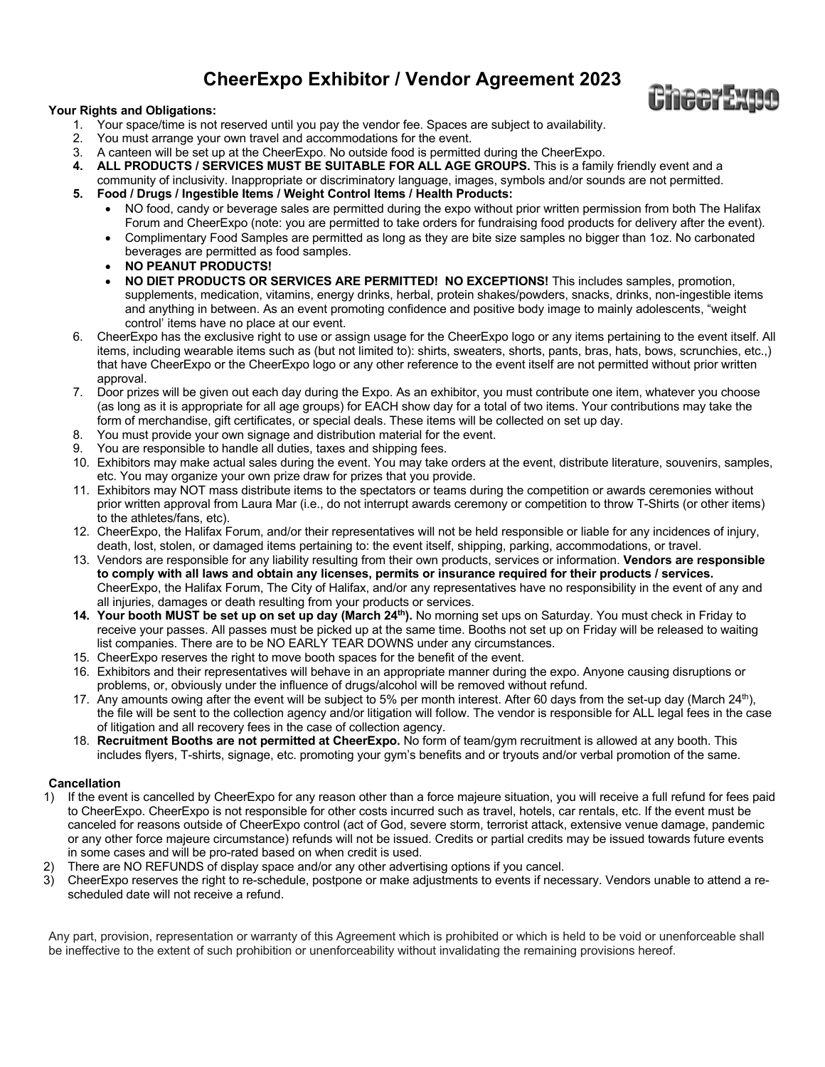# CheerExpo Exhibitor / Vendor Agreement 2023

**Your Rights and Obligations:**

1. Your space/time is not reserved until you pay the vendor fee. Spaces are subject to availability.
2. You must arrange your own travel and accommodations for the event.
3. A canteen will be set up at the CheerExpo. No outside food is permitted during the CheerExpo.
4. **ALL PRODUCTS / SERVICES MUST BE SUITABLE FOR ALL AGE GROUPS.** This is a family friendly event and a community of inclusivity. Inappropriate or discriminatory language, images, symbols and/or sounds are not permitted.
5. **Food / Drugs / Ingestible Items / Weight Control Items / Health Products:**
   - NO food, candy or beverage sales are permitted during the expo without prior written permission from both The Halifax Forum and CheerExpo (note: you are permitted to take orders for fundraising food products for delivery after the event).
   - Complimentary Food Samples are permitted as long as they are bite size samples no bigger than 1oz. No carbonated beverages are permitted as food samples.
   - **NO PEANUT PRODUCTS!**
   - **NO DIET PRODUCTS OR SERVICES ARE PERMITTED! NO EXCEPTIONS!** This includes samples, promotion, supplements, medication, vitamins, energy drinks, herbal, protein shakes/powders, snacks, drinks, non-ingestible items and anything in between. As an event promoting confidence and positive body image to mainly adolescents, "weight control' items have no place at our event.
6. CheerExpo has the exclusive right to use or assign usage for the CheerExpo logo or any items pertaining to the event itself. All items, including wearable items such as (but not limited to): shirts, sweaters, shorts, pants, bras, hats, bows, scrunchies, etc.,) that have CheerExpo or the CheerExpo logo or any other reference to the event itself are not permitted without prior written approval.
7. Door prizes will be given out each day during the Expo. As an exhibitor, you must contribute one item, whatever you choose (as long as it is appropriate for all age groups) for EACH show day for a total of two items. Your contributions may take the form of merchandise, gift certificates, or special deals. These items will be collected on set up day.
8. You must provide your own signage and distribution material for the event.
9. You are responsible to handle all duties, taxes and shipping fees.
10. Exhibitors may make actual sales during the event. You may take orders at the event, distribute literature, souvenirs, samples, etc. You may organize your own prize draw for prizes that you provide.
11. Exhibitors may NOT mass distribute items to the spectators or teams during the competition or awards ceremonies without prior written approval from Laura Mar (i.e., do not interrupt awards ceremony or competition to throw T-Shirts (or other items) to the athletes/fans, etc).
12. CheerExpo, the Halifax Forum, and/or their representatives will not be held responsible or liable for any incidences of injury, death, lost, stolen, or damaged items pertaining to: the event itself, shipping, parking, accommodations, or travel.
13. Vendors are responsible for any liability resulting from their own products, services or information. **Vendors are responsible to comply with all laws and obtain any licenses, permits or insurance required for their products / services.** CheerExpo, the Halifax Forum, The City of Halifax, and/or any representatives have no responsibility in the event of any and all injuries, damages or death resulting from your products or services.
14. **Your booth MUST be set up on set up day (March 24th).** No morning set ups on Saturday. You must check in Friday to receive your passes. All passes must be picked up at the same time. Booths not set up on Friday will be released to waiting list companies. There are to be NO EARLY TEAR DOWNS under any circumstances.
15. CheerExpo reserves the right to move booth spaces for the benefit of the event.
16. Exhibitors and their representatives will behave in an appropriate manner during the expo. Anyone causing disruptions or problems, or, obviously under the influence of drugs/alcohol will be removed without refund.
17. Any amounts owing after the event will be subject to 5% per month interest. After 60 days from the set-up day (March 24th), the file will be sent to the collection agency and/or litigation will follow. The vendor is responsible for ALL legal fees in the case of litigation and all recovery fees in the case of collection agency.
18. **Recruitment Booths are not permitted at CheerExpo.** No form of team/gym recruitment is allowed at any booth. This includes flyers, T-shirts, signage, etc. promoting your gym's benefits and or tryouts and/or verbal promotion of the same.

**Cancellation**

1) If the event is cancelled by CheerExpo for any reason other than a force majeure situation, you will receive a full refund for fees paid to CheerExpo. CheerExpo is not responsible for other costs incurred such as travel, hotels, car rentals, etc. If the event must be canceled for reasons outside of CheerExpo control (act of God, severe storm, terrorist attack, extensive venue damage, pandemic or any other force majeure circumstance) refunds will not be issued. Credits or partial credits may be issued towards future events in some cases and will be pro-rated based on when credit is used.
2) There are NO REFUNDS of display space and/or any other advertising options if you cancel.
3) CheerExpo reserves the right to re-schedule, postpone or make adjustments to events if necessary. Vendors unable to attend a re-scheduled date will not receive a refund.

Any part, provision, representation or warranty of this Agreement which is prohibited or which is held to be void or unenforceable shall be ineffective to the extent of such prohibition or unenforceability without invalidating the remaining provisions hereof.